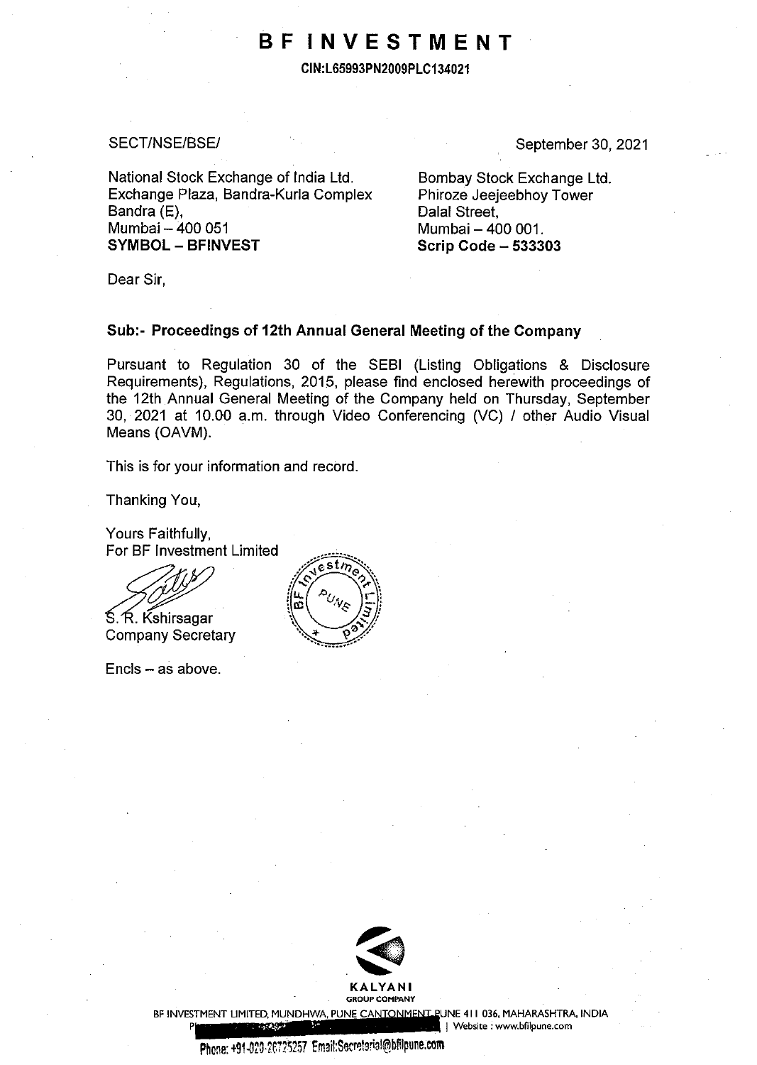# BF INVESTMENT

**CIN:L65993PN2009PLC134021**

SECT/NSE/BSE/

September 30, 2021

National Stock Exchange of India Ltd.
Exchange Plaza, Bandra-Kurla Complex
Bandra (E),
Mumbai – 400 051
**SYMBOL – BFINVEST**

Bombay Stock Exchange Ltd.
Phiroze Jeejeebhoy Tower
Dalal Street,
Mumbai – 400 001.
**Scrip Code – 533303**

Dear Sir,

**Sub:- Proceedings of 12th Annual General Meeting of the Company**

Pursuant to Regulation 30 of the SEBI (Listing Obligations & Disclosure Requirements), Regulations, 2015, please find enclosed herewith proceedings of the 12th Annual General Meeting of the Company held on Thursday, September 30, 2021 at 10.00 a.m. through Video Conferencing (VC) / other Audio Visual Means (OAVM).

This is for your information and record.

Thanking You,

Yours Faithfully,
For BF Investment Limited

S. R. Kshirsagar
Company Secretary

Encls – as above.

KALYANI
GROUP COMPANY

BF INVESTMENT LIMITED, MUNDHWA, PUNE CANTONMENT, PUNE 411 036, MAHARASHTRA, INDIA
| Website : www.bfilpune.com

Phone: +91-020-26725257 Email:Secretarial@bfilpune.com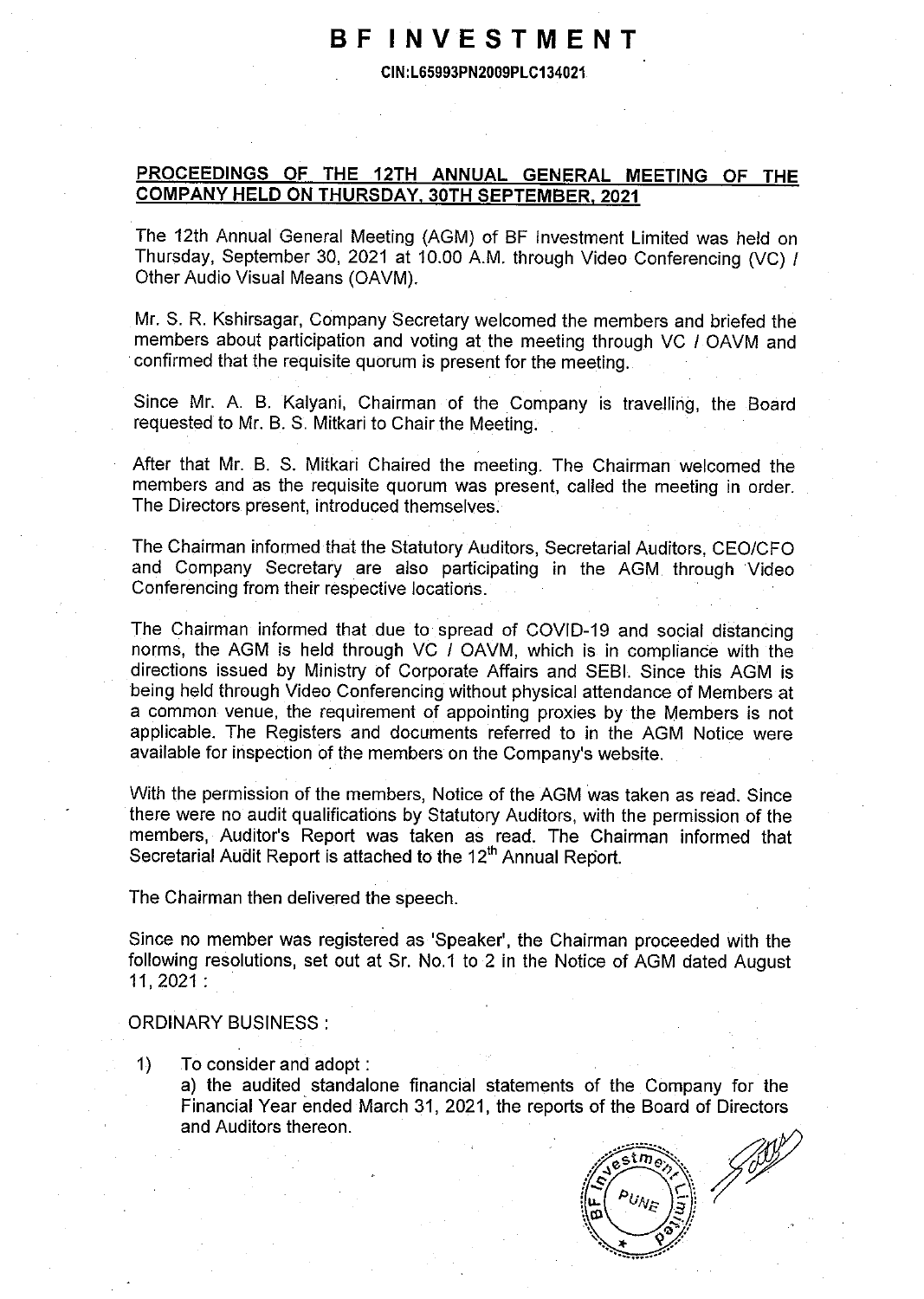# BF INVESTMENT

CIN:L65993PN2009PLC134021

## PROCEEDINGS OF THE 12TH ANNUAL GENERAL MEETING OF THE COMPANY HELD ON THURSDAY, 30TH SEPTEMBER, 2021

The 12th Annual General Meeting (AGM) of BF Investment Limited was held on Thursday, September 30, 2021 at 10.00 A.M. through Video Conferencing (VC) / Other Audio Visual Means (OAVM).

Mr. S. R. Kshirsagar, Company Secretary welcomed the members and briefed the members about participation and voting at the meeting through VC / OAVM and confirmed that the requisite quorum is present for the meeting.

Since Mr. A. B. Kalyani, Chairman of the Company is travelling, the Board requested to Mr. B. S. Mitkari to Chair the Meeting.

After that Mr. B. S. Mitkari Chaired the meeting. The Chairman welcomed the members and as the requisite quorum was present, called the meeting in order. The Directors present, introduced themselves.

The Chairman informed that the Statutory Auditors, Secretarial Auditors, CEO/CFO and Company Secretary are also participating in the AGM through Video Conferencing from their respective locations.

The Chairman informed that due to spread of COVID-19 and social distancing norms, the AGM is held through VC / OAVM, which is in compliance with the directions issued by Ministry of Corporate Affairs and SEBI. Since this AGM is being held through Video Conferencing without physical attendance of Members at a common venue, the requirement of appointing proxies by the Members is not applicable. The Registers and documents referred to in the AGM Notice were available for inspection of the members on the Company's website.

With the permission of the members, Notice of the AGM was taken as read. Since there were no audit qualifications by Statutory Auditors, with the permission of the members, Auditor's Report was taken as read. The Chairman informed that Secretarial Audit Report is attached to the 12th Annual Report.

The Chairman then delivered the speech.

Since no member was registered as 'Speaker', the Chairman proceeded with the following resolutions, set out at Sr. No.1 to 2 in the Notice of AGM dated August 11, 2021 :

ORDINARY BUSINESS :

1) To consider and adopt :

   a) the audited standalone financial statements of the Company for the Financial Year ended March 31, 2021, the reports of the Board of Directors and Auditors thereon.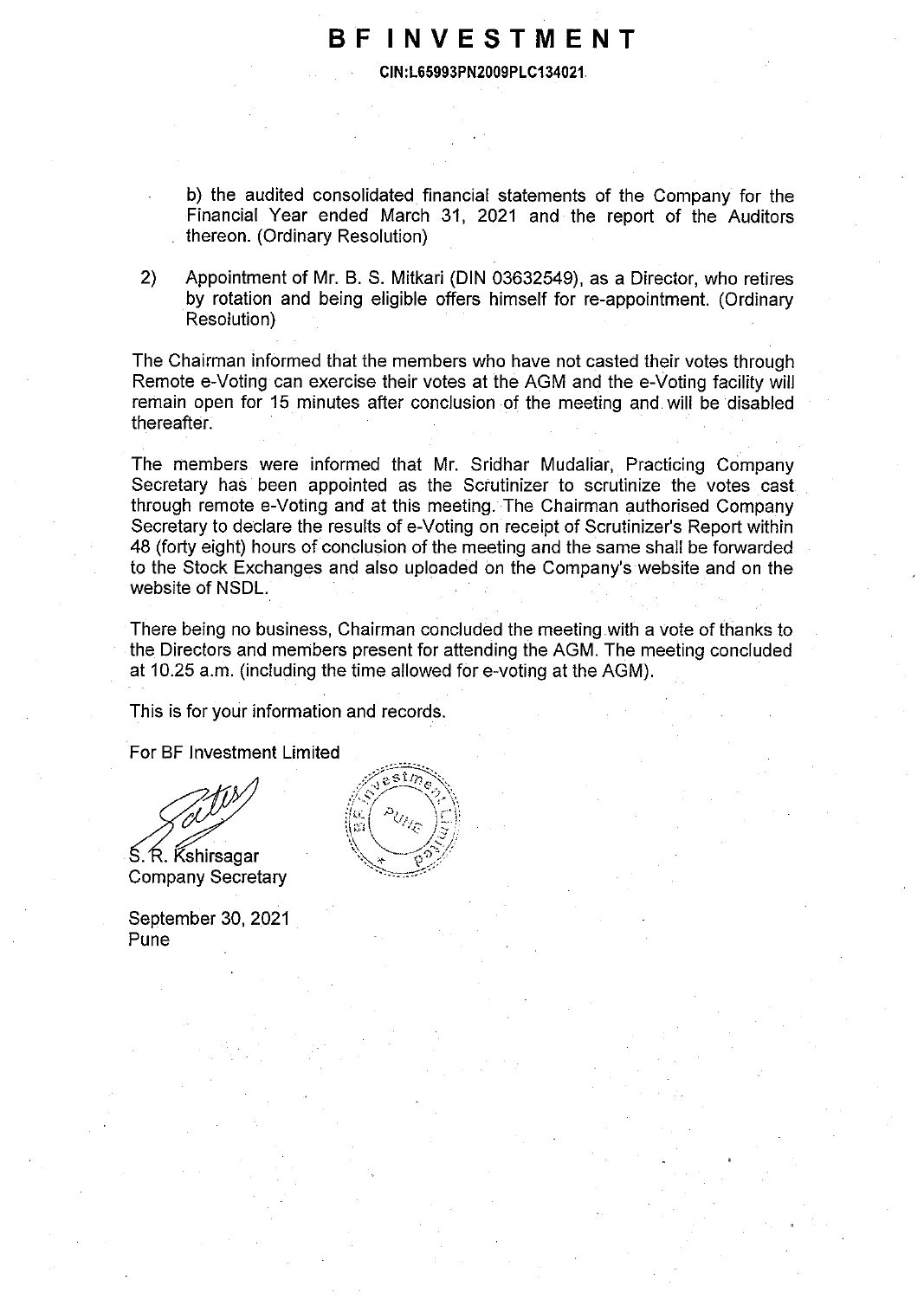# BF INVESTMENT

**CIN:L65993PN2009PLC134021**

b) the audited consolidated financial statements of the Company for the Financial Year ended March 31, 2021 and the report of the Auditors thereon. (Ordinary Resolution)

2) Appointment of Mr. B. S. Mitkari (DIN 03632549), as a Director, who retires by rotation and being eligible offers himself for re-appointment. (Ordinary Resolution)

The Chairman informed that the members who have not casted their votes through Remote e-Voting can exercise their votes at the AGM and the e-Voting facility will remain open for 15 minutes after conclusion of the meeting and will be disabled thereafter.

The members were informed that Mr. Sridhar Mudaliar, Practicing Company Secretary has been appointed as the Scrutinizer to scrutinize the votes cast through remote e-Voting and at this meeting. The Chairman authorised Company Secretary to declare the results of e-Voting on receipt of Scrutinizer's Report within 48 (forty eight) hours of conclusion of the meeting and the same shall be forwarded to the Stock Exchanges and also uploaded on the Company's website and on the website of NSDL.

There being no business, Chairman concluded the meeting with a vote of thanks to the Directors and members present for attending the AGM. The meeting concluded at 10.25 a.m. (including the time allowed for e-voting at the AGM).

This is for your information and records.

For BF Investment Limited

S. R. Kshirsagar
Company Secretary

September 30, 2021
Pune